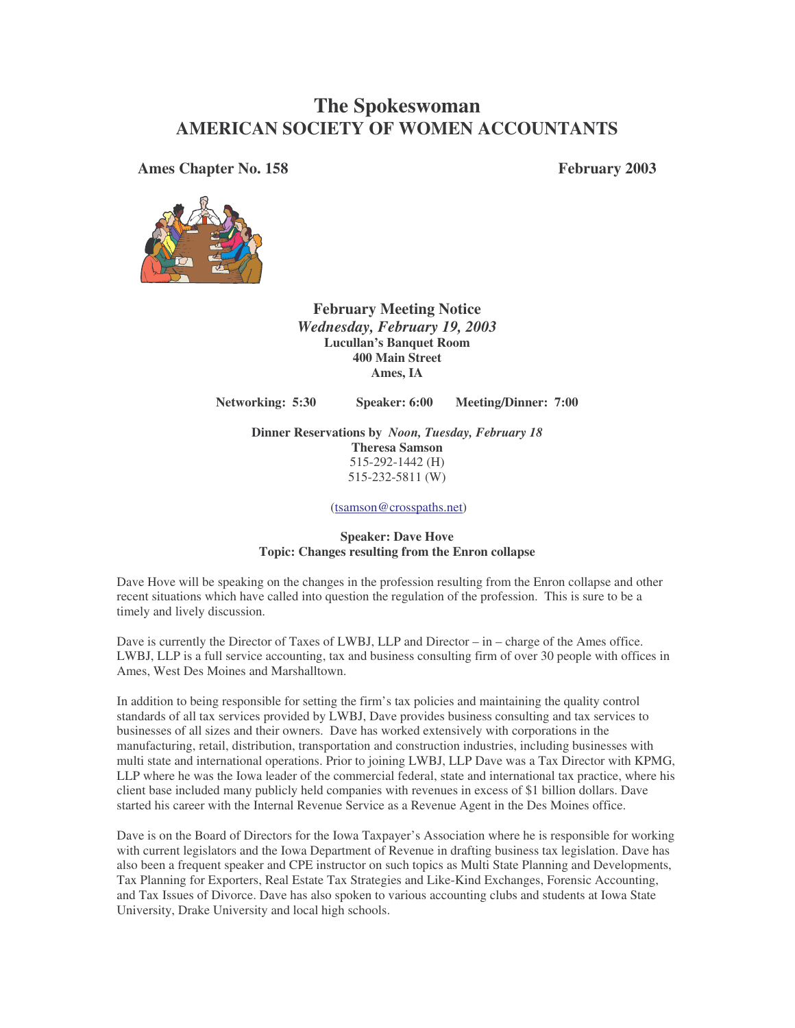# The Spokeswoman
# AMERICAN SOCIETY OF WOMEN ACCOUNTANTS

**Ames Chapter No. 158** **February 2003**

## February Meeting Notice

***Wednesday, February 19, 2003***
**Lucullan's Banquet Room**
**400 Main Street**
**Ames, IA**

**Networking: 5:30** **Speaker: 6:00** **Meeting/Dinner: 7:00**

**Dinner Reservations by** ***Noon, Tuesday, February 18***
**Theresa Samson**
515-292-1442 (H)
515-232-5811 (W)

(tsamson@crosspaths.net)

**Speaker: Dave Hove**
**Topic: Changes resulting from the Enron collapse**

Dave Hove will be speaking on the changes in the profession resulting from the Enron collapse and other recent situations which have called into question the regulation of the profession. This is sure to be a timely and lively discussion.

Dave is currently the Director of Taxes of LWBJ, LLP and Director – in – charge of the Ames office. LWBJ, LLP is a full service accounting, tax and business consulting firm of over 30 people with offices in Ames, West Des Moines and Marshalltown.

In addition to being responsible for setting the firm's tax policies and maintaining the quality control standards of all tax services provided by LWBJ, Dave provides business consulting and tax services to businesses of all sizes and their owners. Dave has worked extensively with corporations in the manufacturing, retail, distribution, transportation and construction industries, including businesses with multi state and international operations. Prior to joining LWBJ, LLP Dave was a Tax Director with KPMG, LLP where he was the Iowa leader of the commercial federal, state and international tax practice, where his client base included many publicly held companies with revenues in excess of $1 billion dollars. Dave started his career with the Internal Revenue Service as a Revenue Agent in the Des Moines office.

Dave is on the Board of Directors for the Iowa Taxpayer's Association where he is responsible for working with current legislators and the Iowa Department of Revenue in drafting business tax legislation. Dave has also been a frequent speaker and CPE instructor on such topics as Multi State Planning and Developments, Tax Planning for Exporters, Real Estate Tax Strategies and Like-Kind Exchanges, Forensic Accounting, and Tax Issues of Divorce. Dave has also spoken to various accounting clubs and students at Iowa State University, Drake University and local high schools.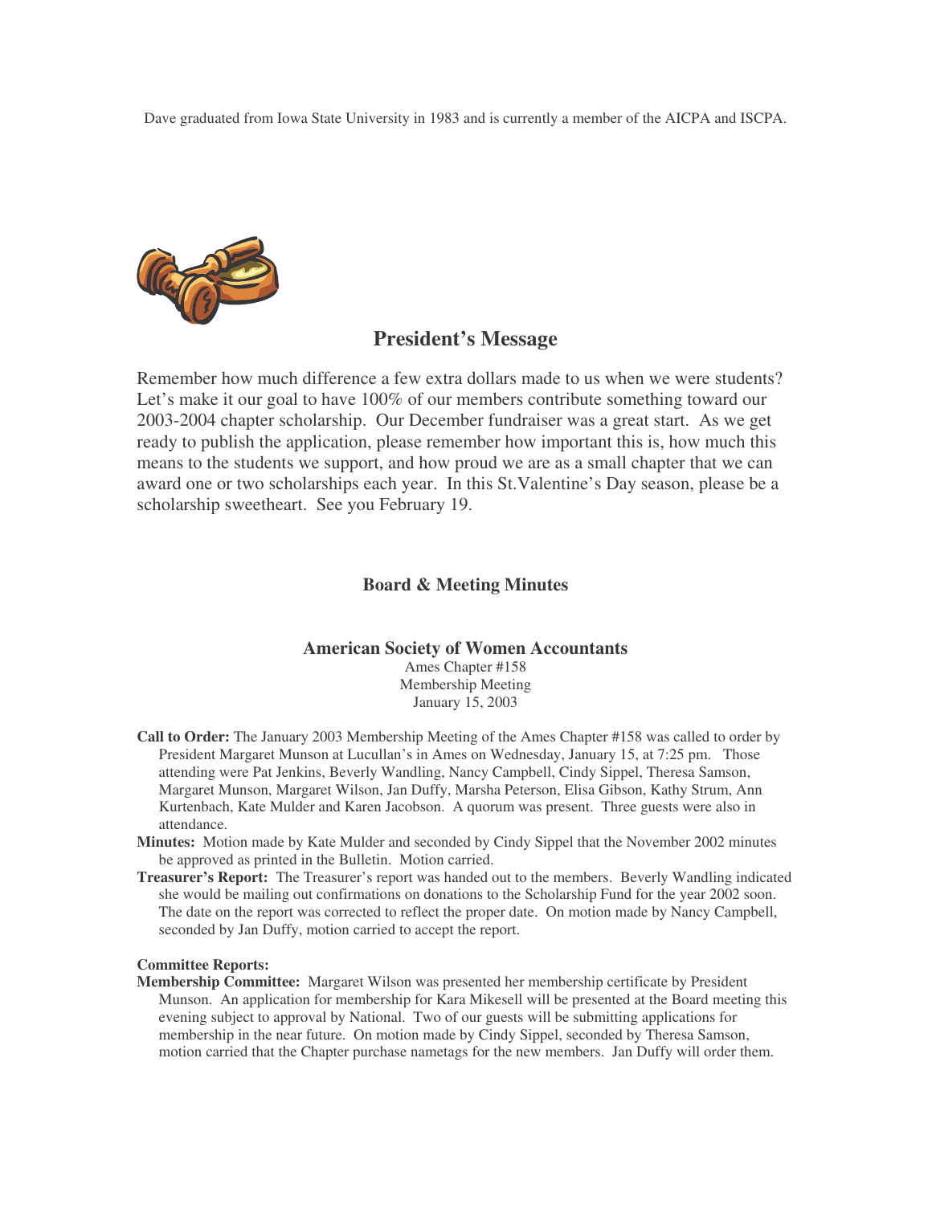Dave graduated from Iowa State University in 1983 and is currently a member of the AICPA and ISCPA.

## President's Message

Remember how much difference a few extra dollars made to us when we were students? Let's make it our goal to have 100% of our members contribute something toward our 2003-2004 chapter scholarship. Our December fundraiser was a great start. As we get ready to publish the application, please remember how important this is, how much this means to the students we support, and how proud we are as a small chapter that we can award one or two scholarships each year. In this St.Valentine's Day season, please be a scholarship sweetheart. See you February 19.

## Board & Meeting Minutes

### American Society of Women Accountants

Ames Chapter #158
Membership Meeting
January 15, 2003

**Call to Order:** The January 2003 Membership Meeting of the Ames Chapter #158 was called to order by President Margaret Munson at Lucullan's in Ames on Wednesday, January 15, at 7:25 pm. Those attending were Pat Jenkins, Beverly Wandling, Nancy Campbell, Cindy Sippel, Theresa Samson, Margaret Munson, Margaret Wilson, Jan Duffy, Marsha Peterson, Elisa Gibson, Kathy Strum, Ann Kurtenbach, Kate Mulder and Karen Jacobson. A quorum was present. Three guests were also in attendance.

**Minutes:** Motion made by Kate Mulder and seconded by Cindy Sippel that the November 2002 minutes be approved as printed in the Bulletin. Motion carried.

**Treasurer's Report:** The Treasurer's report was handed out to the members. Beverly Wandling indicated she would be mailing out confirmations on donations to the Scholarship Fund for the year 2002 soon. The date on the report was corrected to reflect the proper date. On motion made by Nancy Campbell, seconded by Jan Duffy, motion carried to accept the report.

**Committee Reports:**

**Membership Committee:** Margaret Wilson was presented her membership certificate by President Munson. An application for membership for Kara Mikesell will be presented at the Board meeting this evening subject to approval by National. Two of our guests will be submitting applications for membership in the near future. On motion made by Cindy Sippel, seconded by Theresa Samson, motion carried that the Chapter purchase nametags for the new members. Jan Duffy will order them.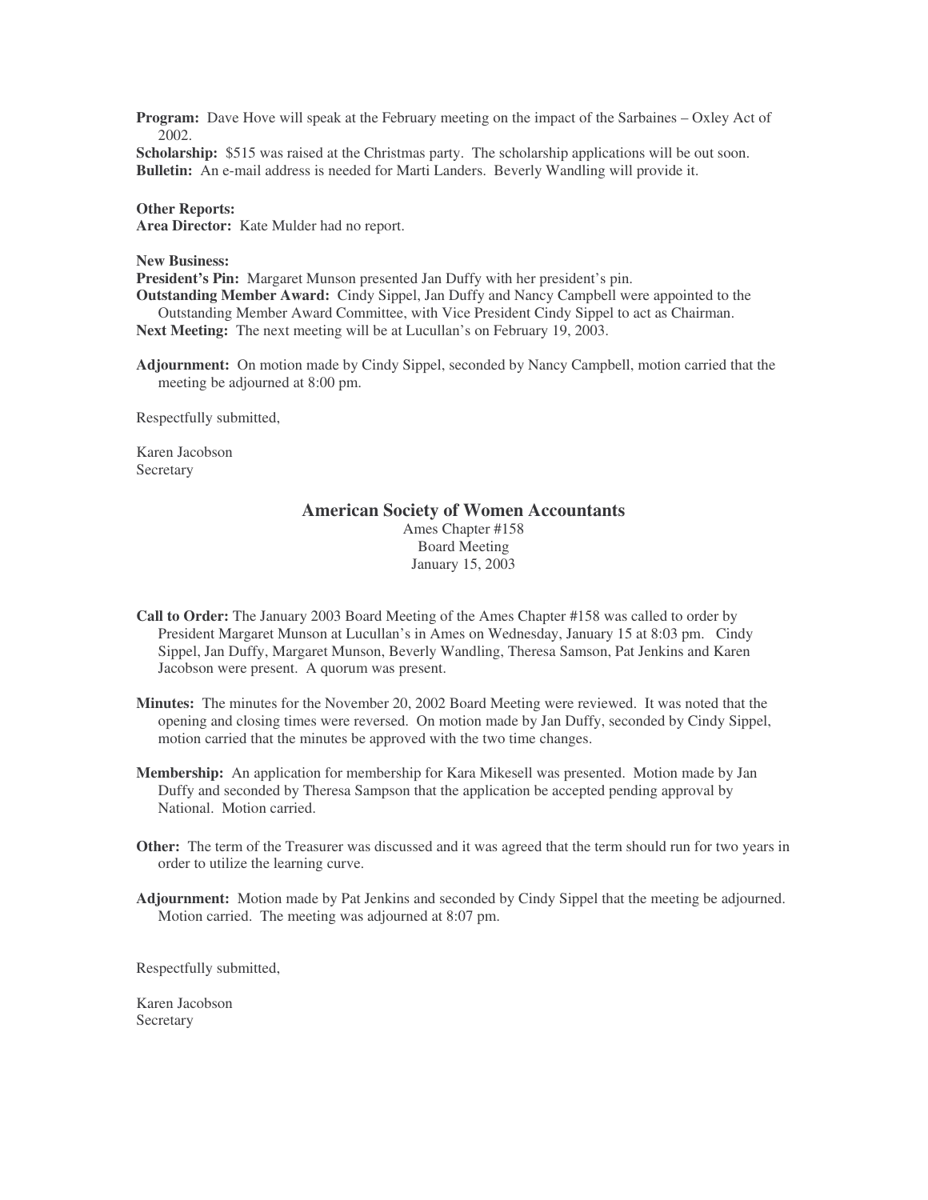**Program:** Dave Hove will speak at the February meeting on the impact of the Sarbaines – Oxley Act of 2002.

**Scholarship:** $515 was raised at the Christmas party. The scholarship applications will be out soon.

**Bulletin:** An e-mail address is needed for Marti Landers. Beverly Wandling will provide it.

**Other Reports:**

**Area Director:** Kate Mulder had no report.

**New Business:**

**President's Pin:** Margaret Munson presented Jan Duffy with her president's pin.

**Outstanding Member Award:** Cindy Sippel, Jan Duffy and Nancy Campbell were appointed to the Outstanding Member Award Committee, with Vice President Cindy Sippel to act as Chairman.

**Next Meeting:** The next meeting will be at Lucullan's on February 19, 2003.

**Adjournment:** On motion made by Cindy Sippel, seconded by Nancy Campbell, motion carried that the meeting be adjourned at 8:00 pm.

Respectfully submitted,

Karen Jacobson
Secretary

## American Society of Women Accountants

Ames Chapter #158
Board Meeting
January 15, 2003

**Call to Order:** The January 2003 Board Meeting of the Ames Chapter #158 was called to order by President Margaret Munson at Lucullan's in Ames on Wednesday, January 15 at 8:03 pm. Cindy Sippel, Jan Duffy, Margaret Munson, Beverly Wandling, Theresa Samson, Pat Jenkins and Karen Jacobson were present. A quorum was present.

**Minutes:** The minutes for the November 20, 2002 Board Meeting were reviewed. It was noted that the opening and closing times were reversed. On motion made by Jan Duffy, seconded by Cindy Sippel, motion carried that the minutes be approved with the two time changes.

**Membership:** An application for membership for Kara Mikesell was presented. Motion made by Jan Duffy and seconded by Theresa Sampson that the application be accepted pending approval by National. Motion carried.

**Other:** The term of the Treasurer was discussed and it was agreed that the term should run for two years in order to utilize the learning curve.

**Adjournment:** Motion made by Pat Jenkins and seconded by Cindy Sippel that the meeting be adjourned. Motion carried. The meeting was adjourned at 8:07 pm.

Respectfully submitted,

Karen Jacobson
Secretary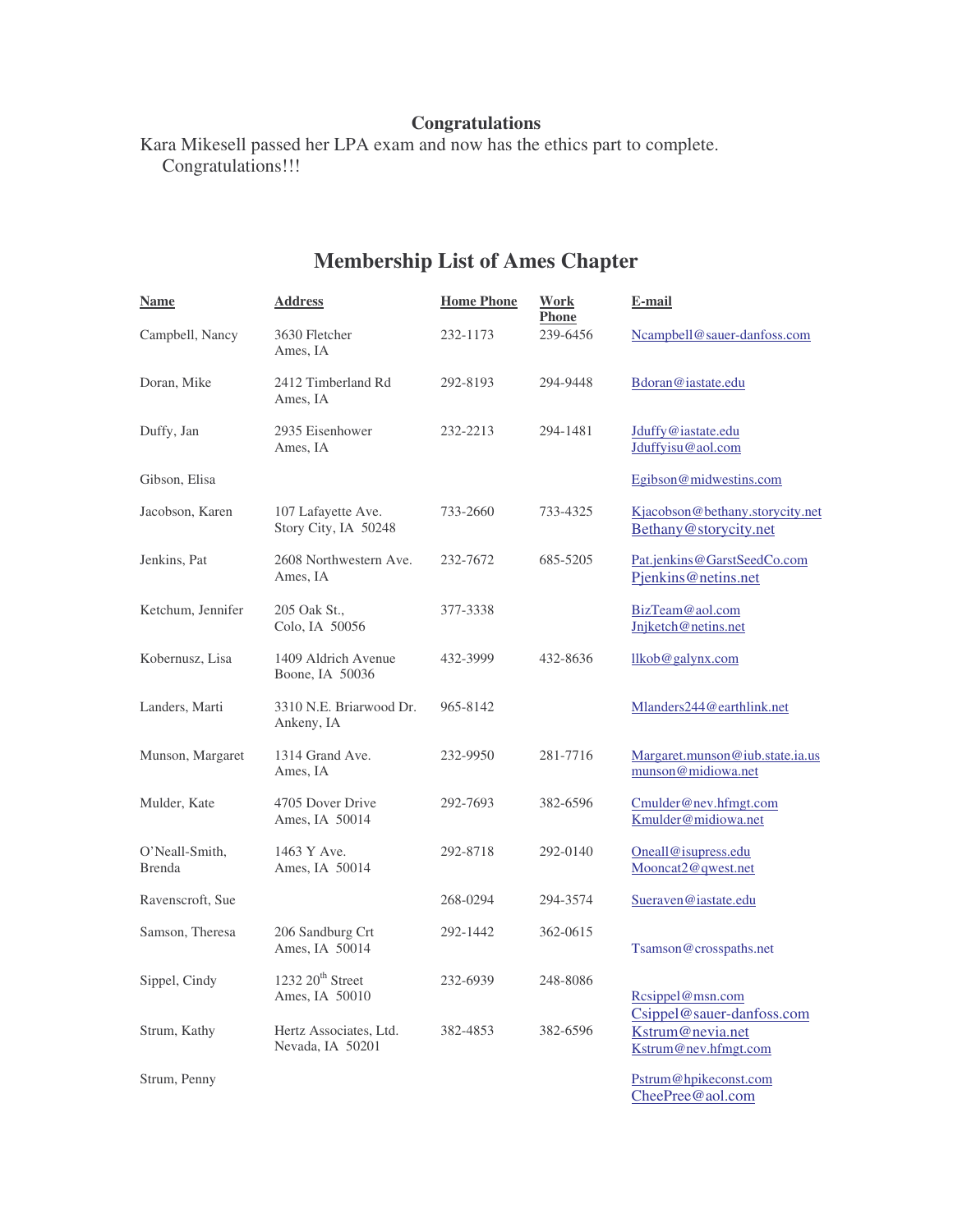**Congratulations**

Kara Mikesell passed her LPA exam and now has the ethics part to complete. Congratulations!!!

## Membership List of Ames Chapter

| Name | Address | Home Phone | Work Phone | E-mail |
|---|---|---|---|---|
| Campbell, Nancy | 3630 Fletcher<br>Ames, IA | 232-1173 | 239-6456 | Ncampbell@sauer-danfoss.com |
| Doran, Mike | 2412 Timberland Rd<br>Ames, IA | 292-8193 | 294-9448 | Bdoran@iastate.edu |
| Duffy, Jan | 2935 Eisenhower<br>Ames, IA | 232-2213 | 294-1481 | Jduffy@iastate.edu<br>Jduffyisu@aol.com |
| Gibson, Elisa | | | | Egibson@midwestins.com |
| Jacobson, Karen | 107 Lafayette Ave.<br>Story City, IA 50248 | 733-2660 | 733-4325 | Kjacobson@bethany.storycity.net<br>Bethany@storycity.net |
| Jenkins, Pat | 2608 Northwestern Ave.<br>Ames, IA | 232-7672 | 685-5205 | Pat.jenkins@GarstSeedCo.com<br>Pjenkins@netins.net |
| Ketchum, Jennifer | 205 Oak St.,<br>Colo, IA 50056 | 377-3338 | | BizTeam@aol.com<br>Jnjketch@netins.net |
| Kobernusz, Lisa | 1409 Aldrich Avenue<br>Boone, IA 50036 | 432-3999 | 432-8636 | llkob@galynx.com |
| Landers, Marti | 3310 N.E. Briarwood Dr.<br>Ankeny, IA | 965-8142 | | Mlanders244@earthlink.net |
| Munson, Margaret | 1314 Grand Ave.<br>Ames, IA | 232-9950 | 281-7716 | Margaret.munson@iub.state.ia.us<br>munson@midiowa.net |
| Mulder, Kate | 4705 Dover Drive<br>Ames, IA 50014 | 292-7693 | 382-6596 | Cmulder@nev.hfmgt.com<br>Kmulder@midiowa.net |
| O'Neall-Smith, Brenda | 1463 Y Ave.<br>Ames, IA 50014 | 292-8718 | 292-0140 | Oneall@isupress.edu<br>Mooncat2@qwest.net |
| Ravenscroft, Sue | | 268-0294 | 294-3574 | Sueraven@iastate.edu |
| Samson, Theresa | 206 Sandburg Crt<br>Ames, IA 50014 | 292-1442 | 362-0615 | Tsamson@crosspaths.net |
| Sippel, Cindy | 1232 20th Street<br>Ames, IA 50010 | 232-6939 | 248-8086 | Rcsippel@msn.com<br>Csippel@sauer-danfoss.com |
| Strum, Kathy | Hertz Associates, Ltd.<br>Nevada, IA 50201 | 382-4853 | 382-6596 | Kstrum@nevia.net<br>Kstrum@nev.hfmgt.com |
| Strum, Penny | | | | Pstrum@hpikeconst.com<br>CheePree@aol.com |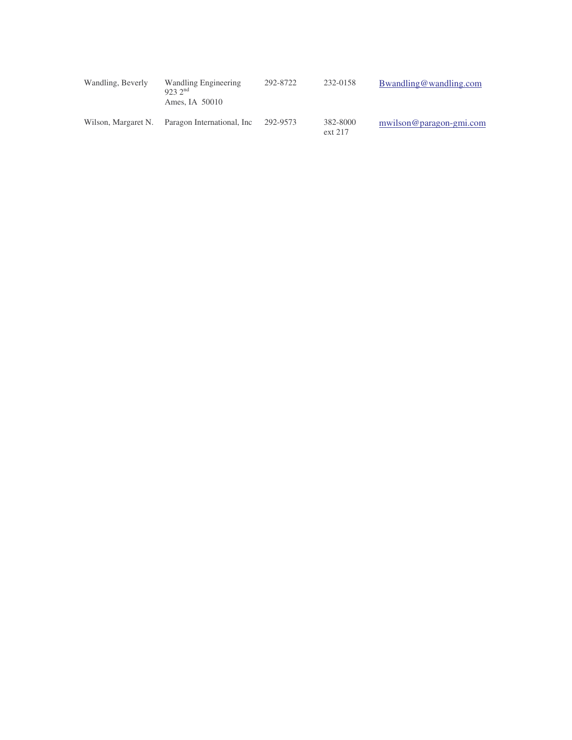| | | | | |
|---|---|---|---|---|
| Wandling, Beverly | Wandling Engineering<br>923 2nd<br>Ames, IA 50010 | 292-8722 | 232-0158 | Bwandling@wandling.com |
| Wilson, Margaret N. | Paragon International, Inc | 292-9573 | 382-8000<br>ext 217 | mwilson@paragon-gmi.com |